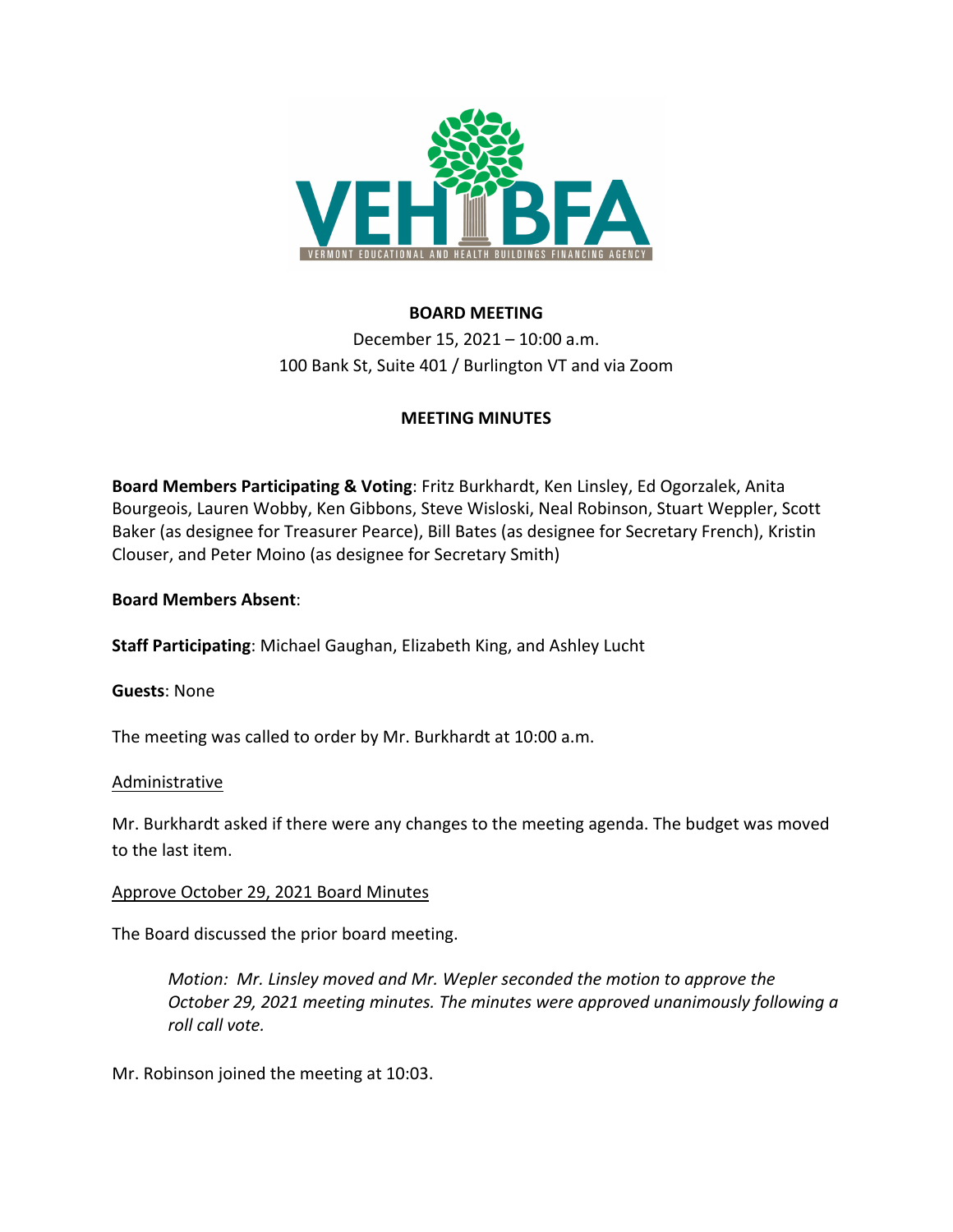VEHBFA
VERMONT EDUCATIONAL AND HEALTH BUILDINGS FINANCING AGENCY

**BOARD MEETING**

December 15, 2021 – 10:00 a.m.
100 Bank St, Suite 401 / Burlington VT and via Zoom

**MEETING MINUTES**

**Board Members Participating & Voting**: Fritz Burkhardt, Ken Linsley, Ed Ogorzalek, Anita Bourgeois, Lauren Wobby, Ken Gibbons, Steve Wisloski, Neal Robinson, Stuart Weppler, Scott Baker (as designee for Treasurer Pearce), Bill Bates (as designee for Secretary French), Kristin Clouser, and Peter Moino (as designee for Secretary Smith)

**Board Members Absent**:

**Staff Participating**: Michael Gaughan, Elizabeth King, and Ashley Lucht

**Guests**: None

The meeting was called to order by Mr. Burkhardt at 10:00 a.m.

<u>Administrative</u>

Mr. Burkhardt asked if there were any changes to the meeting agenda. The budget was moved to the last item.

<u>Approve October 29, 2021 Board Minutes</u>

The Board discussed the prior board meeting.

> *Motion: Mr. Linsley moved and Mr. Wepler seconded the motion to approve the October 29, 2021 meeting minutes. The minutes were approved unanimously following a roll call vote.*

Mr. Robinson joined the meeting at 10:03.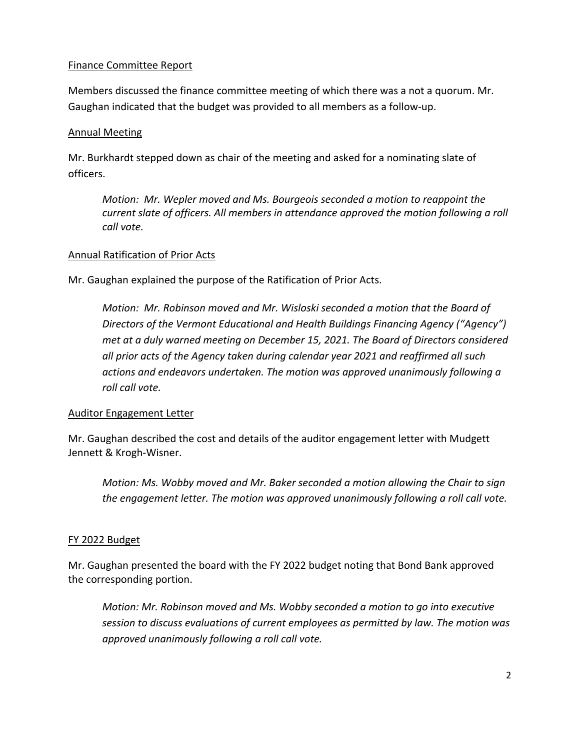<u>Finance Committee Report</u>

Members discussed the finance committee meeting of which there was a not a quorum. Mr. Gaughan indicated that the budget was provided to all members as a follow-up.

<u>Annual Meeting</u>

Mr. Burkhardt stepped down as chair of the meeting and asked for a nominating slate of officers.

> *Motion: Mr. Wepler moved and Ms. Bourgeois seconded a motion to reappoint the current slate of officers. All members in attendance approved the motion following a roll call vote.*

<u>Annual Ratification of Prior Acts</u>

Mr. Gaughan explained the purpose of the Ratification of Prior Acts.

> *Motion: Mr. Robinson moved and Mr. Wisloski seconded a motion that the Board of Directors of the Vermont Educational and Health Buildings Financing Agency ("Agency") met at a duly warned meeting on December 15, 2021. The Board of Directors considered all prior acts of the Agency taken during calendar year 2021 and reaffirmed all such actions and endeavors undertaken. The motion was approved unanimously following a roll call vote.*

<u>Auditor Engagement Letter</u>

Mr. Gaughan described the cost and details of the auditor engagement letter with Mudgett Jennett & Krogh-Wisner.

> *Motion: Ms. Wobby moved and Mr. Baker seconded a motion allowing the Chair to sign the engagement letter. The motion was approved unanimously following a roll call vote.*

<u>FY 2022 Budget</u>

Mr. Gaughan presented the board with the FY 2022 budget noting that Bond Bank approved the corresponding portion.

> *Motion: Mr. Robinson moved and Ms. Wobby seconded a motion to go into executive session to discuss evaluations of current employees as permitted by law. The motion was approved unanimously following a roll call vote.*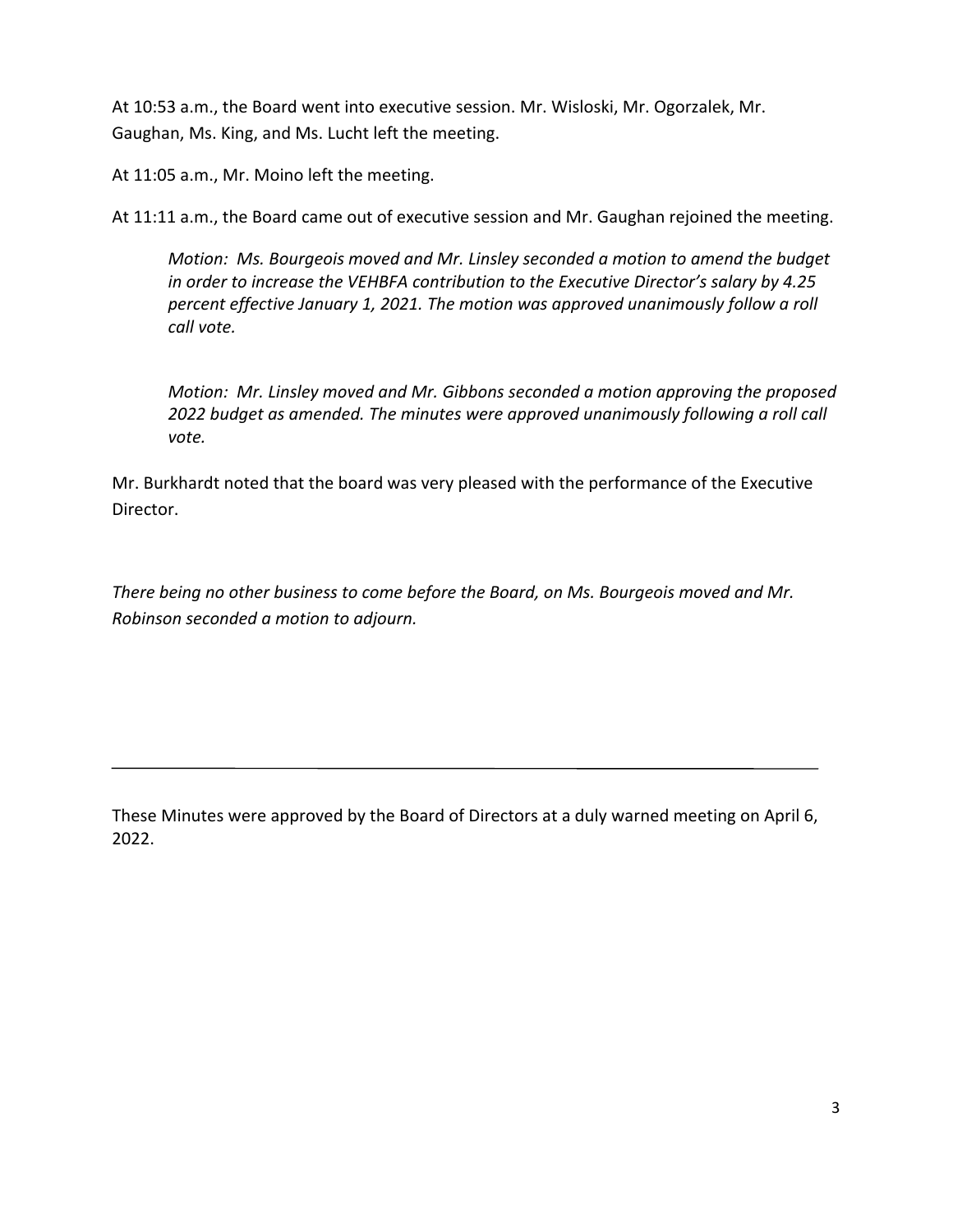At 10:53 a.m., the Board went into executive session. Mr. Wisloski, Mr. Ogorzalek, Mr. Gaughan, Ms. King, and Ms. Lucht left the meeting.

At 11:05 a.m., Mr. Moino left the meeting.

At 11:11 a.m., the Board came out of executive session and Mr. Gaughan rejoined the meeting.

> *Motion: Ms. Bourgeois moved and Mr. Linsley seconded a motion to amend the budget in order to increase the VEHBFA contribution to the Executive Director's salary by 4.25 percent effective January 1, 2021. The motion was approved unanimously follow a roll call vote.*

> *Motion: Mr. Linsley moved and Mr. Gibbons seconded a motion approving the proposed 2022 budget as amended. The minutes were approved unanimously following a roll call vote.*

Mr. Burkhardt noted that the board was very pleased with the performance of the Executive Director.

*There being no other business to come before the Board, on Ms. Bourgeois moved and Mr. Robinson seconded a motion to adjourn.*

---

These Minutes were approved by the Board of Directors at a duly warned meeting on April 6, 2022.